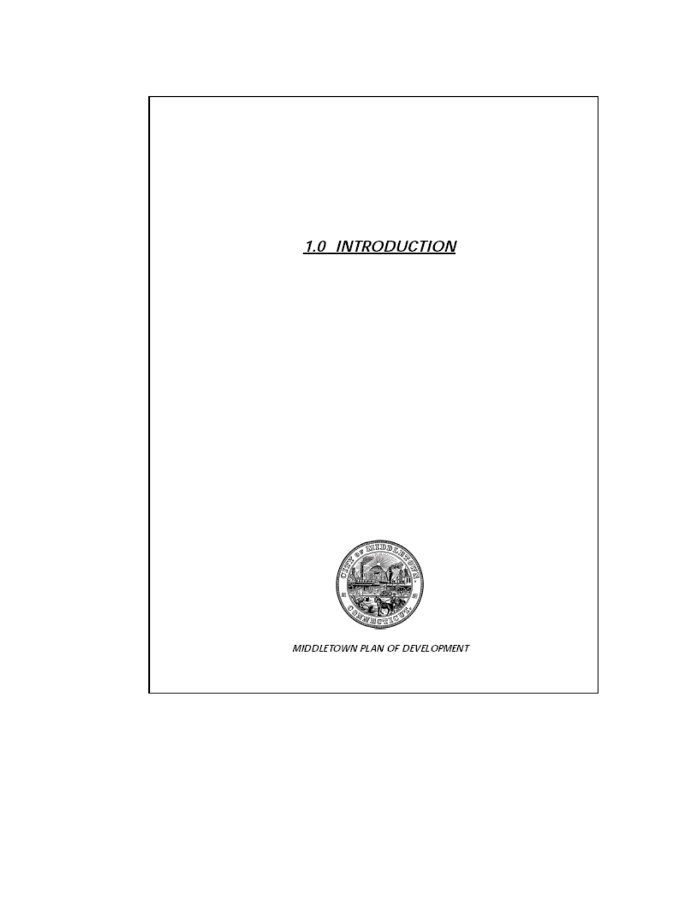# 1.0 INTRODUCTION

*MIDDLETOWN PLAN OF DEVELOPMENT*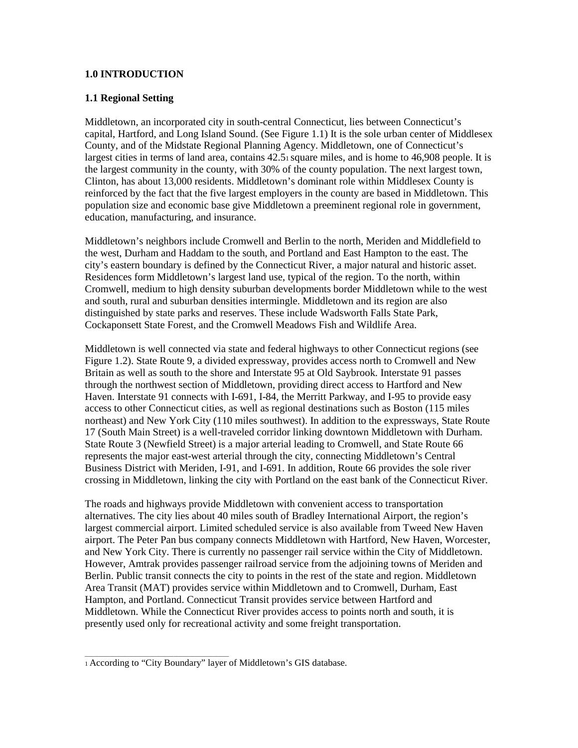# 1.0 INTRODUCTION

## 1.1 Regional Setting

Middletown, an incorporated city in south-central Connecticut, lies between Connecticut's capital, Hartford, and Long Island Sound. (See Figure 1.1) It is the sole urban center of Middlesex County, and of the Midstate Regional Planning Agency. Middletown, one of Connecticut's largest cities in terms of land area, contains 42.5[1] square miles, and is home to 46,908 people. It is the largest community in the county, with 30% of the county population. The next largest town, Clinton, has about 13,000 residents. Middletown's dominant role within Middlesex County is reinforced by the fact that the five largest employers in the county are based in Middletown. This population size and economic base give Middletown a preeminent regional role in government, education, manufacturing, and insurance.

Middletown's neighbors include Cromwell and Berlin to the north, Meriden and Middlefield to the west, Durham and Haddam to the south, and Portland and East Hampton to the east. The city's eastern boundary is defined by the Connecticut River, a major natural and historic asset. Residences form Middletown's largest land use, typical of the region. To the north, within Cromwell, medium to high density suburban developments border Middletown while to the west and south, rural and suburban densities intermingle. Middletown and its region are also distinguished by state parks and reserves. These include Wadsworth Falls State Park, Cockaponsett State Forest, and the Cromwell Meadows Fish and Wildlife Area.

Middletown is well connected via state and federal highways to other Connecticut regions (see Figure 1.2). State Route 9, a divided expressway, provides access north to Cromwell and New Britain as well as south to the shore and Interstate 95 at Old Saybrook. Interstate 91 passes through the northwest section of Middletown, providing direct access to Hartford and New Haven. Interstate 91 connects with I-691, I-84, the Merritt Parkway, and I-95 to provide easy access to other Connecticut cities, as well as regional destinations such as Boston (115 miles northeast) and New York City (110 miles southwest). In addition to the expressways, State Route 17 (South Main Street) is a well-traveled corridor linking downtown Middletown with Durham. State Route 3 (Newfield Street) is a major arterial leading to Cromwell, and State Route 66 represents the major east-west arterial through the city, connecting Middletown's Central Business District with Meriden, I-91, and I-691. In addition, Route 66 provides the sole river crossing in Middletown, linking the city with Portland on the east bank of the Connecticut River.

The roads and highways provide Middletown with convenient access to transportation alternatives. The city lies about 40 miles south of Bradley International Airport, the region's largest commercial airport. Limited scheduled service is also available from Tweed New Haven airport. The Peter Pan bus company connects Middletown with Hartford, New Haven, Worcester, and New York City. There is currently no passenger rail service within the City of Middletown. However, Amtrak provides passenger railroad service from the adjoining towns of Meriden and Berlin. Public transit connects the city to points in the rest of the state and region. Middletown Area Transit (MAT) provides service within Middletown and to Cromwell, Durham, East Hampton, and Portland. Connecticut Transit provides service between Hartford and Middletown. While the Connecticut River provides access to points north and south, it is presently used only for recreational activity and some freight transportation.

---

[1] According to "City Boundary" layer of Middletown's GIS database.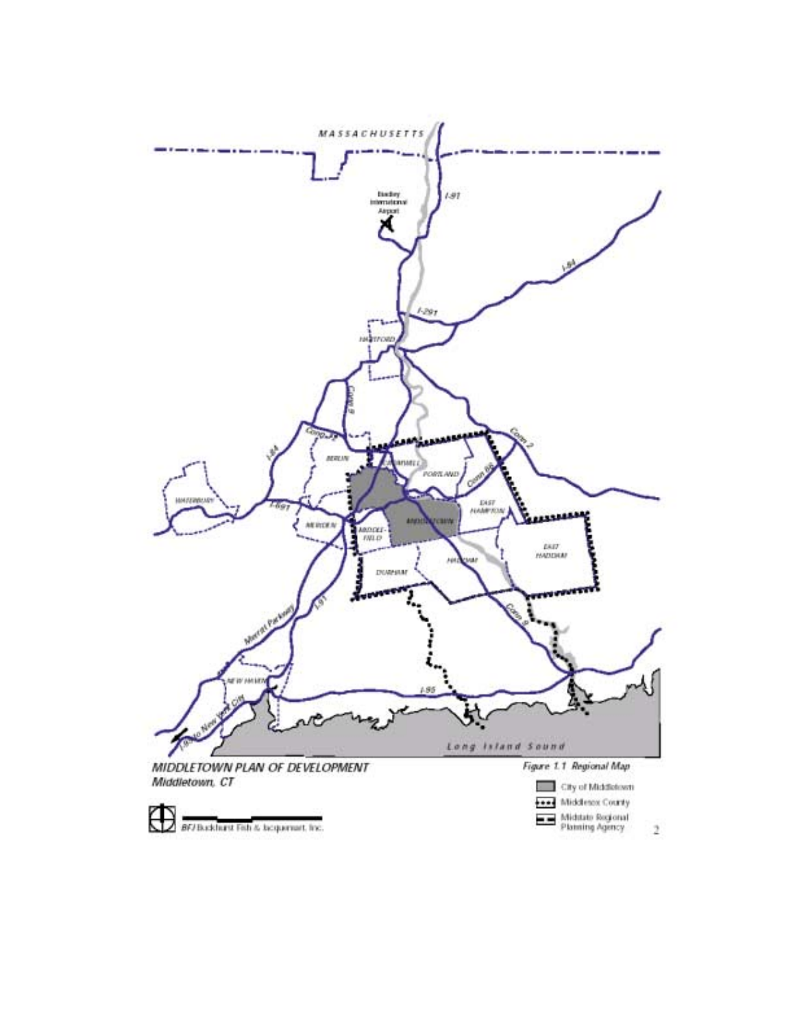MASSACHUSETTS

Bradley International Airport

I-91

I-84

I-291

HARTFORD

Conn 9

Conn 2

Conn 72

I-84

BERLIN

CROMWELL

PORTLAND

Conn 66

WATERBURY

I-691

EAST HAMPTON

MERIDEN

MIDDLE-FIELD

MIDDLETOWN

EAST HADDAM

HADDAM

DURHAM

Merritt Parkway

I-91

Conn 9

NEW HAVEN

I-95

I-95 to New York City

Long Island Sound

*MIDDLETOWN PLAN OF DEVELOPMENT*
*Middletown, CT*

*Figure 1.1 Regional Map*

City of Middletown

Middlesex County

Midstate Regional Planning Agency

BFJ Buckhurst Fish & Jacquemart, Inc.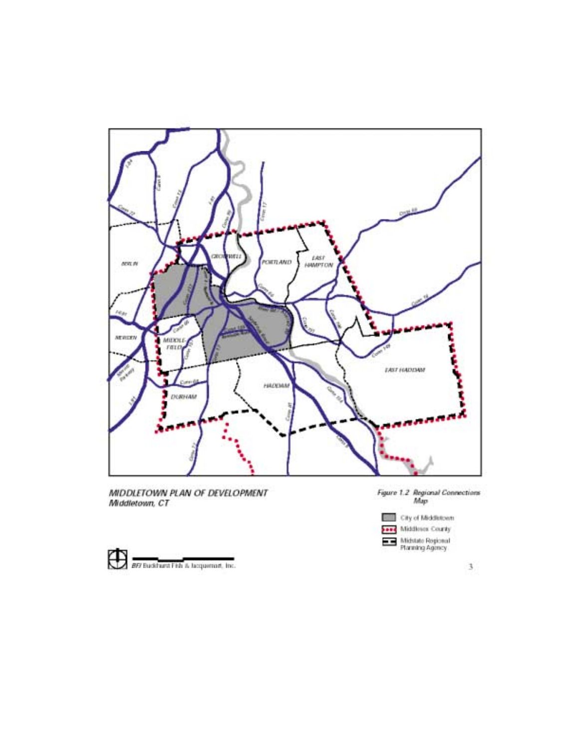MIDDLETOWN PLAN OF DEVELOPMENT
Middletown, CT

Figure 1.2 Regional Connections Map

- City of Middletown
- Middlesex County
- Midstate Regional Planning Agency

BFJ Buckhurst Fish & Jacquemart, Inc.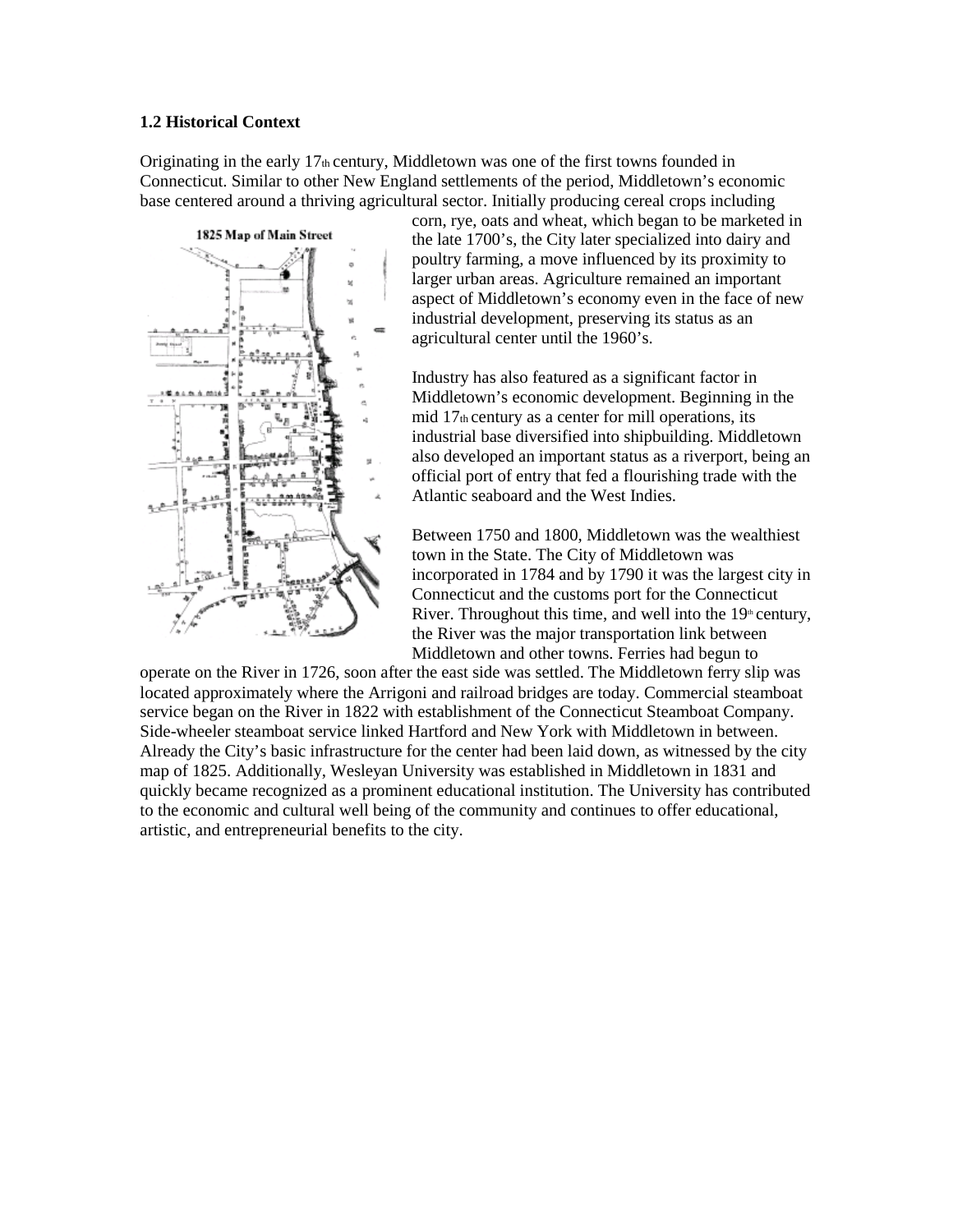### 1.2 Historical Context

Originating in the early 17th century, Middletown was one of the first towns founded in Connecticut. Similar to other New England settlements of the period, Middletown's economic base centered around a thriving agricultural sector. Initially producing cereal crops including corn, rye, oats and wheat, which began to be marketed in the late 1700's, the City later specialized into dairy and poultry farming, a move influenced by its proximity to larger urban areas. Agriculture remained an important aspect of Middletown's economy even in the face of new industrial development, preserving its status as an agricultural center until the 1960's.

1825 Map of Main Street

Industry has also featured as a significant factor in Middletown's economic development. Beginning in the mid 17th century as a center for mill operations, its industrial base diversified into shipbuilding. Middletown also developed an important status as a riverport, being an official port of entry that fed a flourishing trade with the Atlantic seaboard and the West Indies.

Between 1750 and 1800, Middletown was the wealthiest town in the State. The City of Middletown was incorporated in 1784 and by 1790 it was the largest city in Connecticut and the customs port for the Connecticut River. Throughout this time, and well into the 19th century, the River was the major transportation link between Middletown and other towns. Ferries had begun to operate on the River in 1726, soon after the east side was settled. The Middletown ferry slip was located approximately where the Arrigoni and railroad bridges are today. Commercial steamboat service began on the River in 1822 with establishment of the Connecticut Steamboat Company. Side-wheeler steamboat service linked Hartford and New York with Middletown in between. Already the City's basic infrastructure for the center had been laid down, as witnessed by the city map of 1825. Additionally, Wesleyan University was established in Middletown in 1831 and quickly became recognized as a prominent educational institution. The University has contributed to the economic and cultural well being of the community and continues to offer educational, artistic, and entrepreneurial benefits to the city.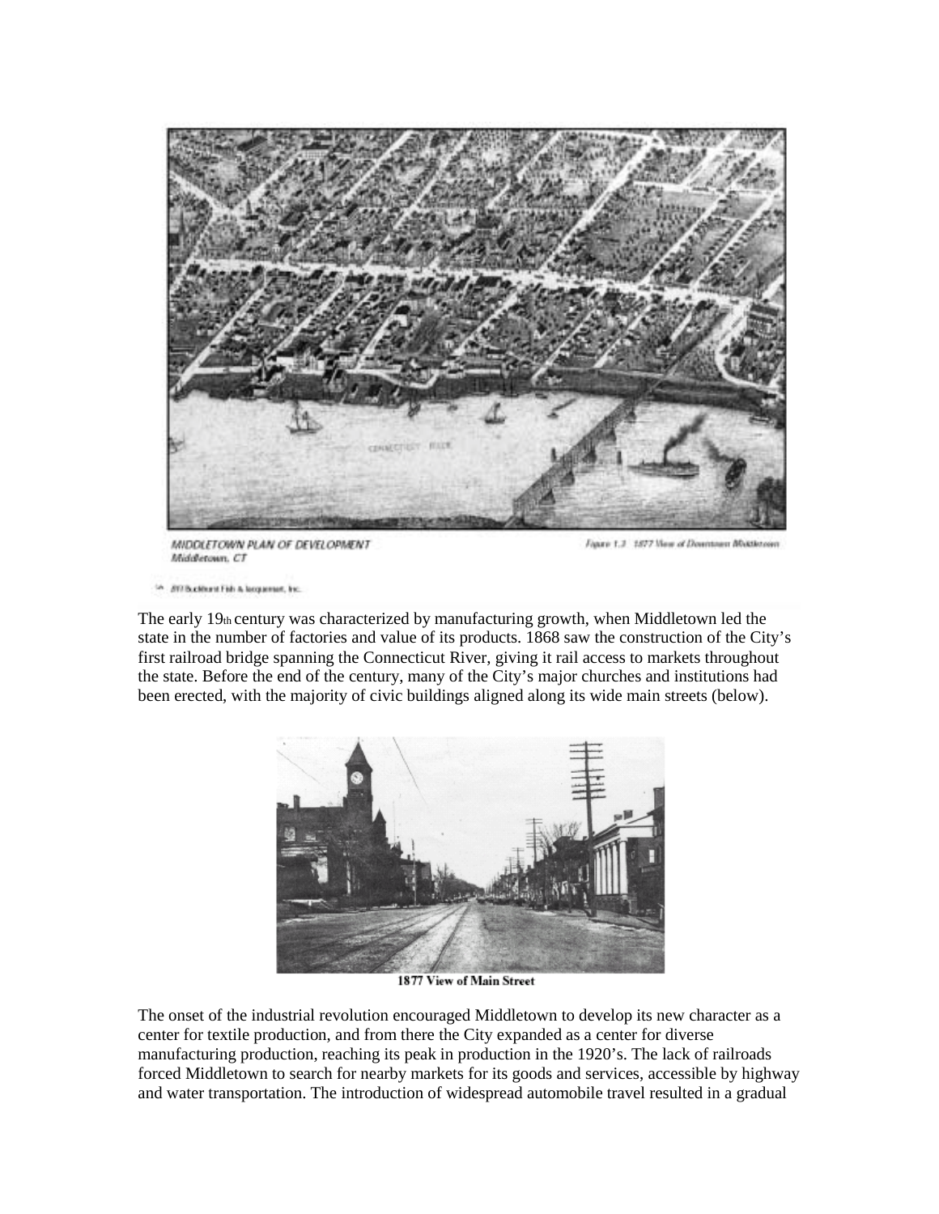MIDDLETOWN PLAN OF DEVELOPMENT
Middletown, CT

Figure 1.3 1877 View of Downtown Middletown

The early 19th century was characterized by manufacturing growth, when Middletown led the state in the number of factories and value of its products. 1868 saw the construction of the City's first railroad bridge spanning the Connecticut River, giving it rail access to markets throughout the state. Before the end of the century, many of the City's major churches and institutions had been erected, with the majority of civic buildings aligned along its wide main streets (below).

**1877 View of Main Street**

The onset of the industrial revolution encouraged Middletown to develop its new character as a center for textile production, and from there the City expanded as a center for diverse manufacturing production, reaching its peak in production in the 1920's. The lack of railroads forced Middletown to search for nearby markets for its goods and services, accessible by highway and water transportation. The introduction of widespread automobile travel resulted in a gradual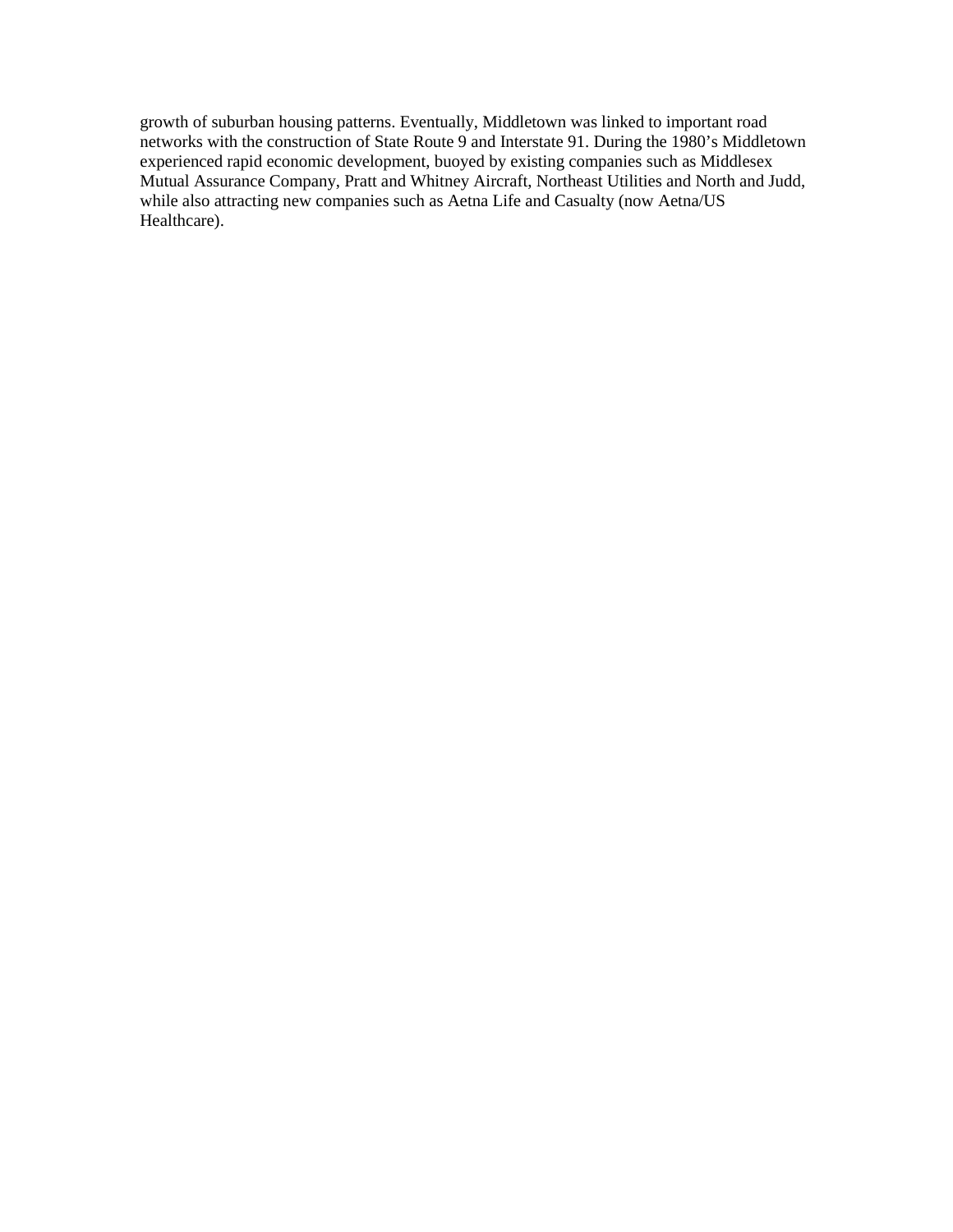growth of suburban housing patterns. Eventually, Middletown was linked to important road networks with the construction of State Route 9 and Interstate 91. During the 1980's Middletown experienced rapid economic development, buoyed by existing companies such as Middlesex Mutual Assurance Company, Pratt and Whitney Aircraft, Northeast Utilities and North and Judd, while also attracting new companies such as Aetna Life and Casualty (now Aetna/US Healthcare).